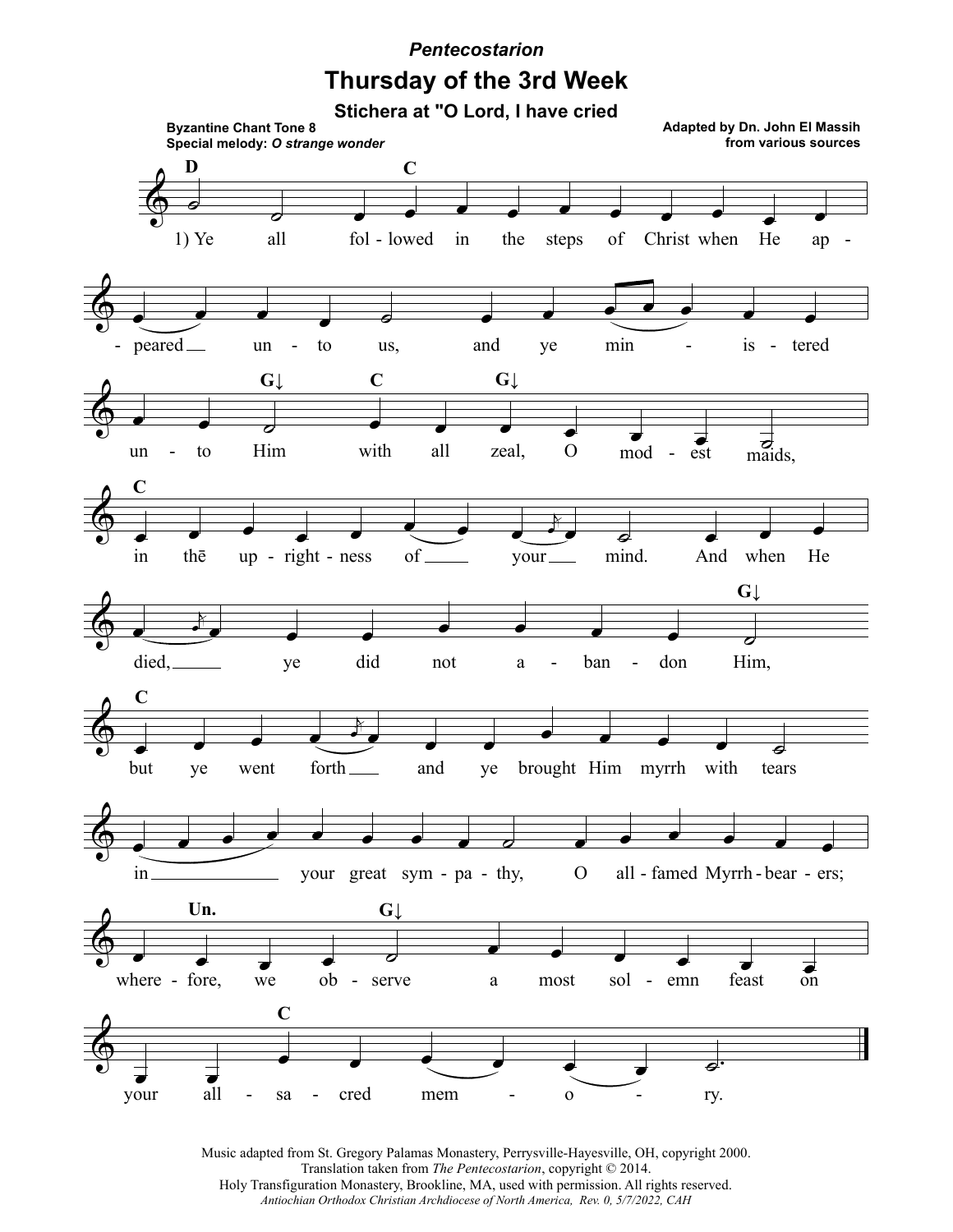*Pentecostarion*

# Thursday of the 3rd Week

### Stichera at "O Lord, I have cried

**Byzantine Chant Tone 8**
**Special melody:** ***O strange wonder***

**Adapted by Dn. John El Massih from various sources**

1) Ye all followed in the steps of Christ when He appeared unto us, and ye ministered unto Him with all zeal, O modest maids, in thē uprightness of your mind. And when He died, ye did not abandon Him, but ye went forth and ye brought Him myrrh with tears in your great sympathy, O all-famed Myrrh-bearers; wherefore, we observe a most solemn feast on your all-sacred memory.

Music adapted from St. Gregory Palamas Monastery, Perrysville-Hayesville, OH, copyright 2000.
Translation taken from *The Pentecostarion*, copyright © 2014.
Holy Transfiguration Monastery, Brookline, MA, used with permission. All rights reserved.
*Antiochian Orthodox Christian Archdiocese of North America, Rev. 0, 5/7/2022, CAH*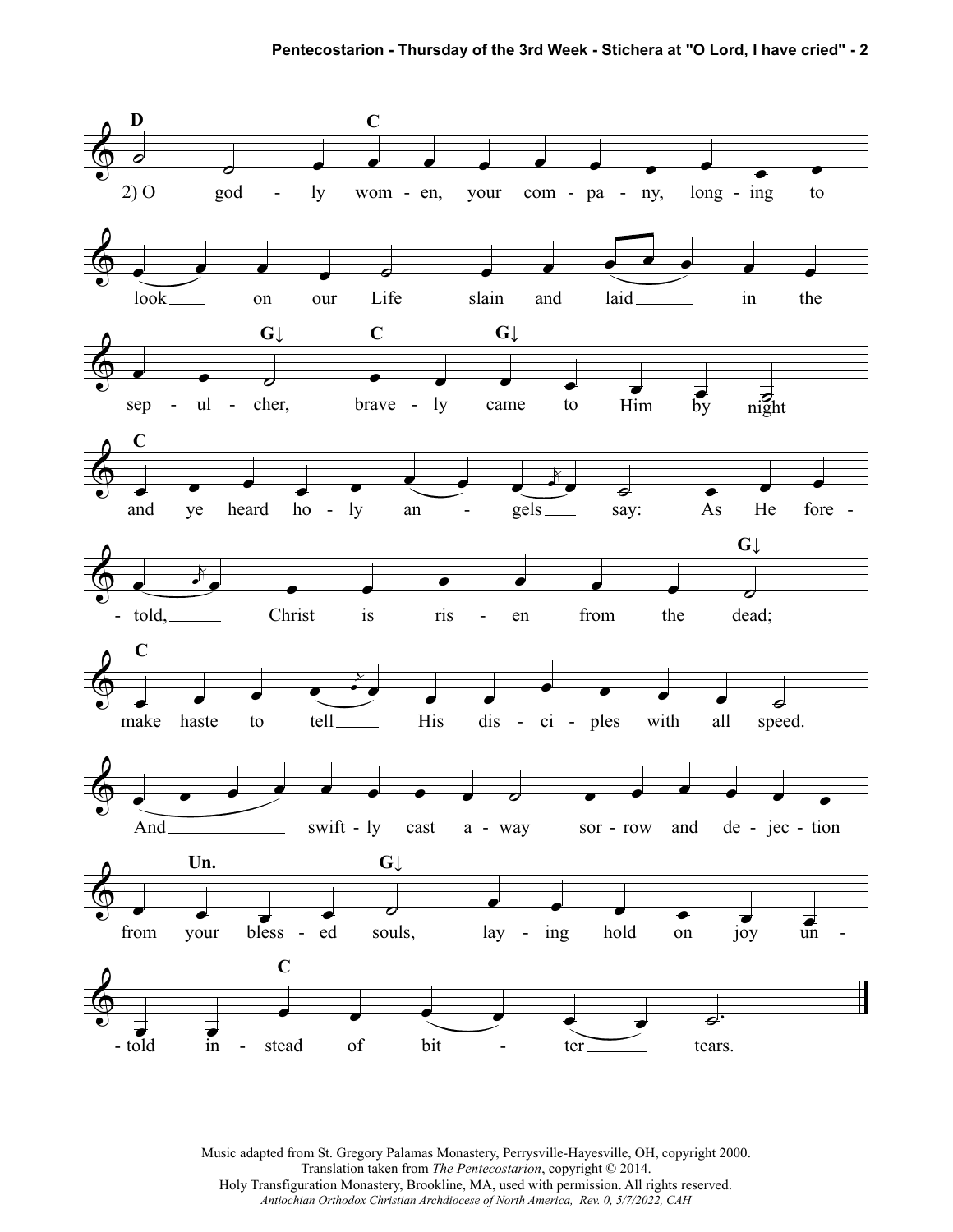D C

2) O god - ly wom - en, your com - pa - ny, long - ing to

look on our Life slain and laid in the

G↓ C G↓

sep - ul - cher, brave - ly came to Him by night

C

and ye heard ho - ly an - gels say: As He fore -

G↓

- told, Christ is ris - en from the dead;

C

make haste to tell His dis - ci - ples with all speed.

And swift - ly cast a - way sor - row and de - jec - tion

Un. G↓

from your bless - ed souls, lay - ing hold on joy un -

C

- told in - stead of bit - ter tears.

Music adapted from St. Gregory Palamas Monastery, Perrysville-Hayesville, OH, copyright 2000.
Translation taken from *The Pentecostarion*, copyright © 2014.
Holy Transfiguration Monastery, Brookline, MA, used with permission. All rights reserved.
*Antiochian Orthodox Christian Archdiocese of North America, Rev. 0, 5/7/2022, CAH*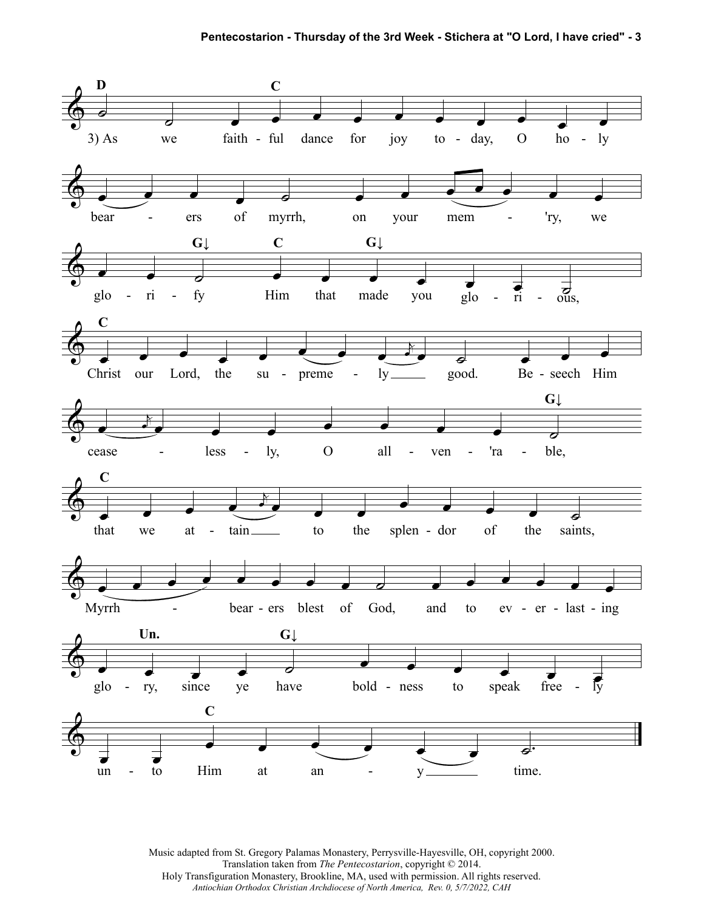D C

3) As we faith - ful dance for joy to - day, O ho - ly

bear - ers of myrrh, on your mem - 'ry, we

G↓ C G↓

glo - ri - fy Him that made you glo - ri - ous,

C

Christ our Lord, the su - preme - ly good. Be - seech Him

G↓

cease - less - ly, O all - ven - 'ra - ble,

C

that we at - tain to the splen - dor of the saints,

Myrrh - bear - ers blest of God, and to ev - er - last - ing

Un. G↓

glo - ry, since ye have bold - ness to speak free - ly

C

un - to Him at an - y time.

Music adapted from St. Gregory Palamas Monastery, Perrysville-Hayesville, OH, copyright 2000.
Translation taken from *The Pentecostarion*, copyright © 2014.
Holy Transfiguration Monastery, Brookline, MA, used with permission. All rights reserved.
*Antiochian Orthodox Christian Archdiocese of North America, Rev. 0, 5/7/2022, CAH*